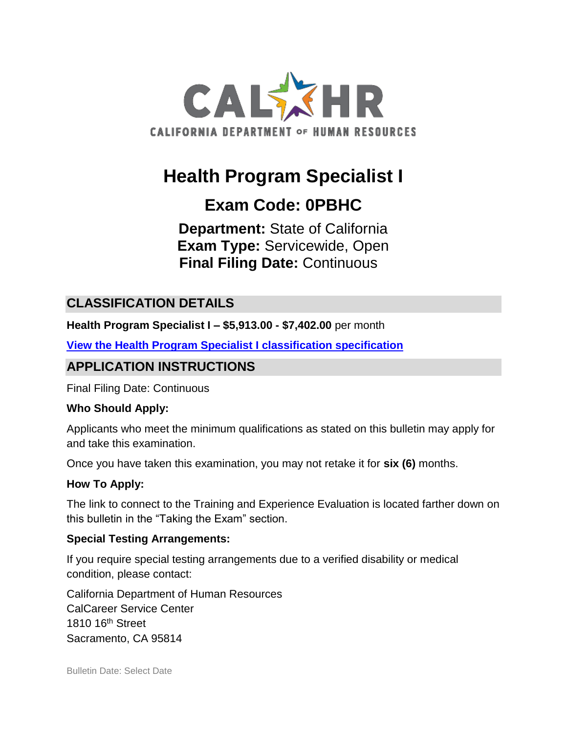CAL HR
CALIFORNIA DEPARTMENT OF HUMAN RESOURCES

# Health Program Specialist I

## Exam Code: 0PBHC

**Department:** State of California
**Exam Type:** Servicewide, Open
**Final Filing Date:** Continuous

## CLASSIFICATION DETAILS

**Health Program Specialist I – $5,913.00 - $7,402.00** per month

**View the Health Program Specialist I classification specification**

## APPLICATION INSTRUCTIONS

Final Filing Date: Continuous

**Who Should Apply:**

Applicants who meet the minimum qualifications as stated on this bulletin may apply for and take this examination.

Once you have taken this examination, you may not retake it for **six (6)** months.

**How To Apply:**

The link to connect to the Training and Experience Evaluation is located farther down on this bulletin in the "Taking the Exam" section.

**Special Testing Arrangements:**

If you require special testing arrangements due to a verified disability or medical condition, please contact:

California Department of Human Resources
CalCareer Service Center
1810 16th Street
Sacramento, CA 95814

Bulletin Date: Select Date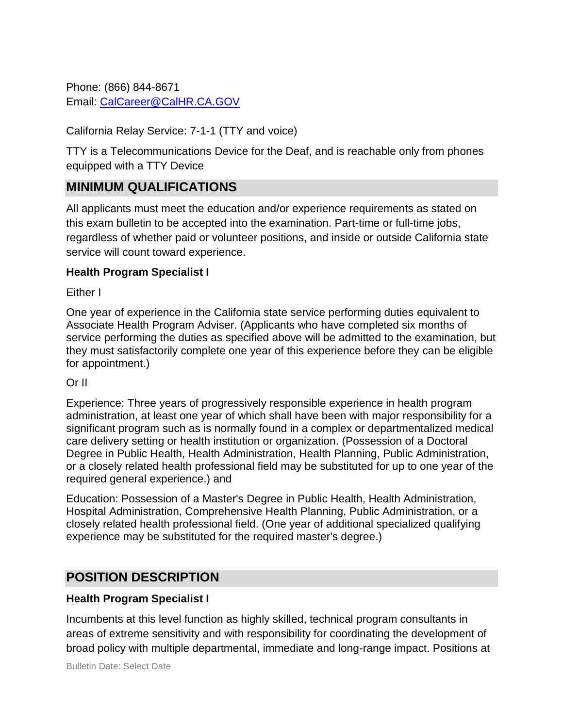Phone: (866) 844-8671
Email: [CalCareer@CalHR.CA.GOV](mailto:CalCareer@CalHR.CA.GOV)

California Relay Service: 7-1-1 (TTY and voice)

TTY is a Telecommunications Device for the Deaf, and is reachable only from phones equipped with a TTY Device

## MINIMUM QUALIFICATIONS

All applicants must meet the education and/or experience requirements as stated on this exam bulletin to be accepted into the examination. Part-time or full-time jobs, regardless of whether paid or volunteer positions, and inside or outside California state service will count toward experience.

**Health Program Specialist I**

Either I

One year of experience in the California state service performing duties equivalent to Associate Health Program Adviser. (Applicants who have completed six months of service performing the duties as specified above will be admitted to the examination, but they must satisfactorily complete one year of this experience before they can be eligible for appointment.)

Or II

Experience: Three years of progressively responsible experience in health program administration, at least one year of which shall have been with major responsibility for a significant program such as is normally found in a complex or departmentalized medical care delivery setting or health institution or organization. (Possession of a Doctoral Degree in Public Health, Health Administration, Health Planning, Public Administration, or a closely related health professional field may be substituted for up to one year of the required general experience.) and

Education: Possession of a Master's Degree in Public Health, Health Administration, Hospital Administration, Comprehensive Health Planning, Public Administration, or a closely related health professional field. (One year of additional specialized qualifying experience may be substituted for the required master's degree.)

## POSITION DESCRIPTION

**Health Program Specialist I**

Incumbents at this level function as highly skilled, technical program consultants in areas of extreme sensitivity and with responsibility for coordinating the development of broad policy with multiple departmental, immediate and long-range impact. Positions at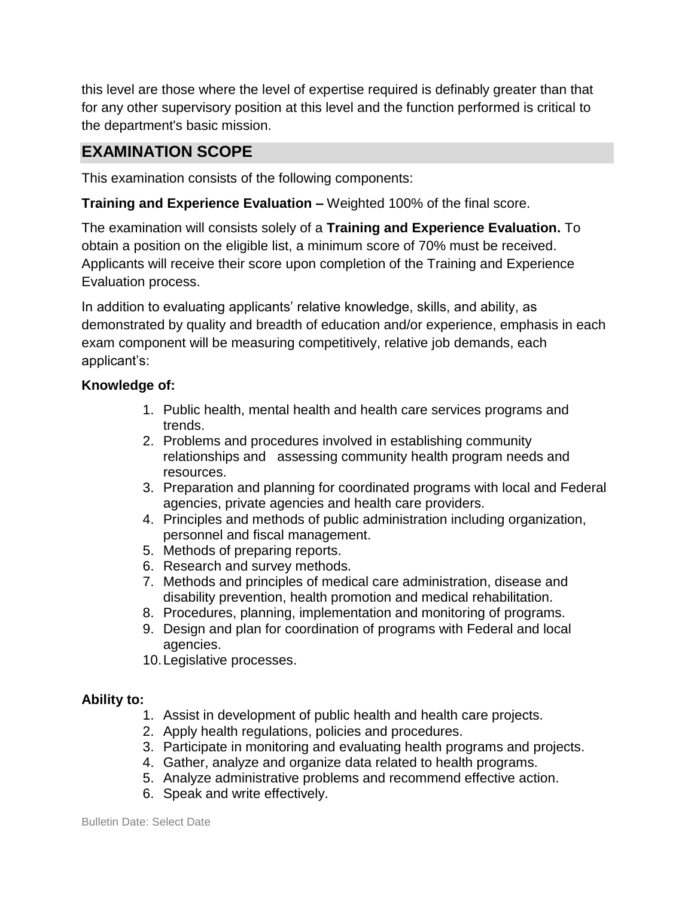this level are those where the level of expertise required is definably greater than that for any other supervisory position at this level and the function performed is critical to the department's basic mission.

## EXAMINATION SCOPE

This examination consists of the following components:

**Training and Experience Evaluation –** Weighted 100% of the final score.

The examination will consists solely of a **Training and Experience Evaluation.** To obtain a position on the eligible list, a minimum score of 70% must be received. Applicants will receive their score upon completion of the Training and Experience Evaluation process.

In addition to evaluating applicants' relative knowledge, skills, and ability, as demonstrated by quality and breadth of education and/or experience, emphasis in each exam component will be measuring competitively, relative job demands, each applicant's:

**Knowledge of:**

1. Public health, mental health and health care services programs and trends.
2. Problems and procedures involved in establishing community relationships and assessing community health program needs and resources.
3. Preparation and planning for coordinated programs with local and Federal agencies, private agencies and health care providers.
4. Principles and methods of public administration including organization, personnel and fiscal management.
5. Methods of preparing reports.
6. Research and survey methods.
7. Methods and principles of medical care administration, disease and disability prevention, health promotion and medical rehabilitation.
8. Procedures, planning, implementation and monitoring of programs.
9. Design and plan for coordination of programs with Federal and local agencies.
10. Legislative processes.

**Ability to:**

1. Assist in development of public health and health care projects.
2. Apply health regulations, policies and procedures.
3. Participate in monitoring and evaluating health programs and projects.
4. Gather, analyze and organize data related to health programs.
5. Analyze administrative problems and recommend effective action.
6. Speak and write effectively.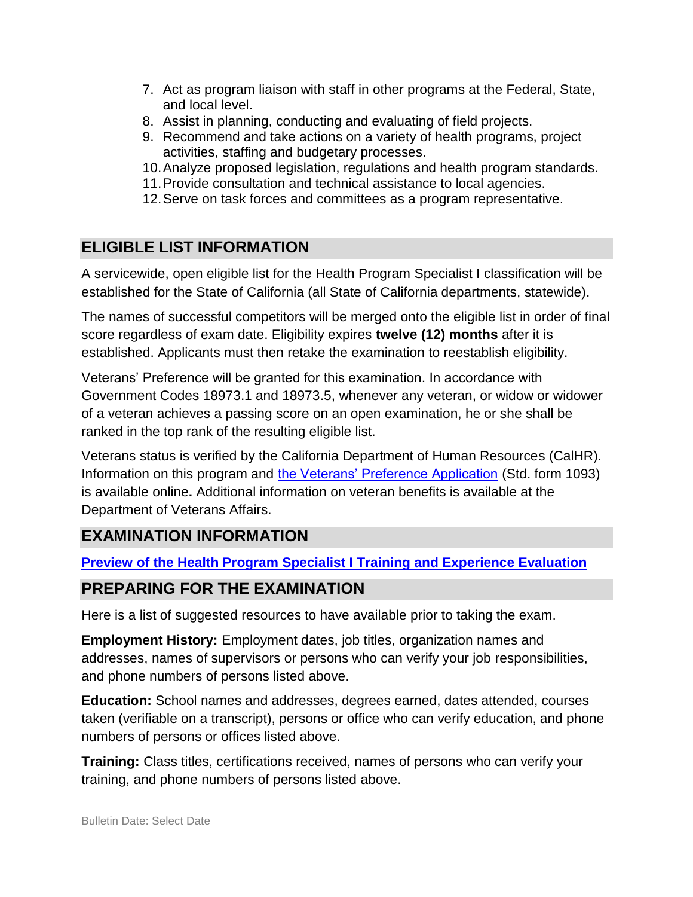7. Act as program liaison with staff in other programs at the Federal, State, and local level.
8. Assist in planning, conducting and evaluating of field projects.
9. Recommend and take actions on a variety of health programs, project activities, staffing and budgetary processes.
10. Analyze proposed legislation, regulations and health program standards.
11. Provide consultation and technical assistance to local agencies.
12. Serve on task forces and committees as a program representative.

## ELIGIBLE LIST INFORMATION

A servicewide, open eligible list for the Health Program Specialist I classification will be established for the State of California (all State of California departments, statewide).

The names of successful competitors will be merged onto the eligible list in order of final score regardless of exam date. Eligibility expires **twelve (12) months** after it is established. Applicants must then retake the examination to reestablish eligibility.

Veterans' Preference will be granted for this examination. In accordance with Government Codes 18973.1 and 18973.5, whenever any veteran, or widow or widower of a veteran achieves a passing score on an open examination, he or she shall be ranked in the top rank of the resulting eligible list.

Veterans status is verified by the California Department of Human Resources (CalHR). Information on this program and the Veterans' Preference Application (Std. form 1093) is available online**.** Additional information on veteran benefits is available at the Department of Veterans Affairs.

## EXAMINATION INFORMATION

**Preview of the Health Program Specialist I Training and Experience Evaluation**

## PREPARING FOR THE EXAMINATION

Here is a list of suggested resources to have available prior to taking the exam.

**Employment History:** Employment dates, job titles, organization names and addresses, names of supervisors or persons who can verify your job responsibilities, and phone numbers of persons listed above.

**Education:** School names and addresses, degrees earned, dates attended, courses taken (verifiable on a transcript), persons or office who can verify education, and phone numbers of persons or offices listed above.

**Training:** Class titles, certifications received, names of persons who can verify your training, and phone numbers of persons listed above.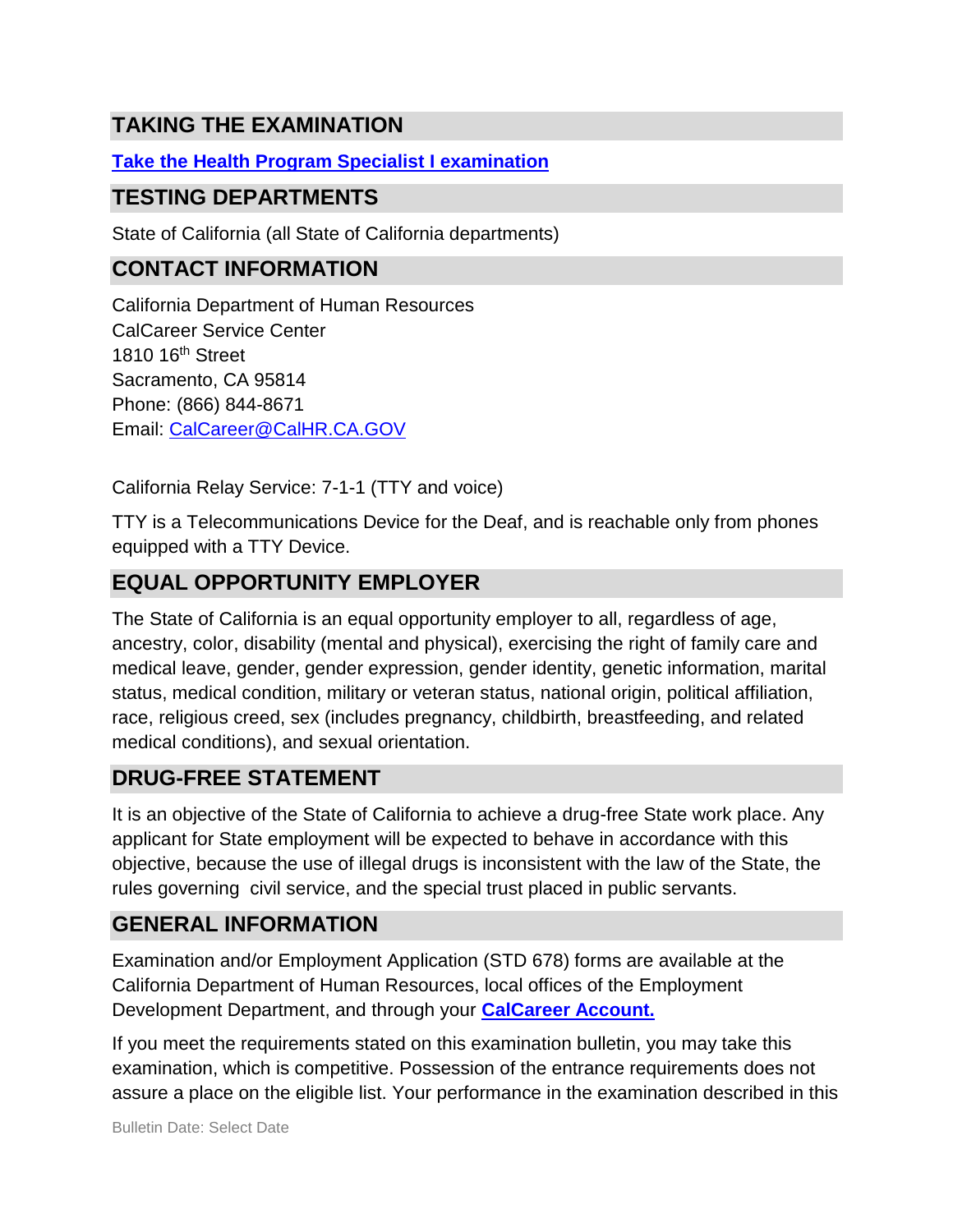## TAKING THE EXAMINATION

**[Take the Health Program Specialist I examination]()**

## TESTING DEPARTMENTS

State of California (all State of California departments)

## CONTACT INFORMATION

California Department of Human Resources
CalCareer Service Center
1810 16th Street
Sacramento, CA 95814
Phone: (866) 844-8671
Email: CalCareer@CalHR.CA.GOV

California Relay Service: 7-1-1 (TTY and voice)

TTY is a Telecommunications Device for the Deaf, and is reachable only from phones equipped with a TTY Device.

## EQUAL OPPORTUNITY EMPLOYER

The State of California is an equal opportunity employer to all, regardless of age, ancestry, color, disability (mental and physical), exercising the right of family care and medical leave, gender, gender expression, gender identity, genetic information, marital status, medical condition, military or veteran status, national origin, political affiliation, race, religious creed, sex (includes pregnancy, childbirth, breastfeeding, and related medical conditions), and sexual orientation.

## DRUG-FREE STATEMENT

It is an objective of the State of California to achieve a drug-free State work place. Any applicant for State employment will be expected to behave in accordance with this objective, because the use of illegal drugs is inconsistent with the law of the State, the rules governing civil service, and the special trust placed in public servants.

## GENERAL INFORMATION

Examination and/or Employment Application (STD 678) forms are available at the California Department of Human Resources, local offices of the Employment Development Department, and through your **[CalCareer Account.]()**

If you meet the requirements stated on this examination bulletin, you may take this examination, which is competitive. Possession of the entrance requirements does not assure a place on the eligible list. Your performance in the examination described in this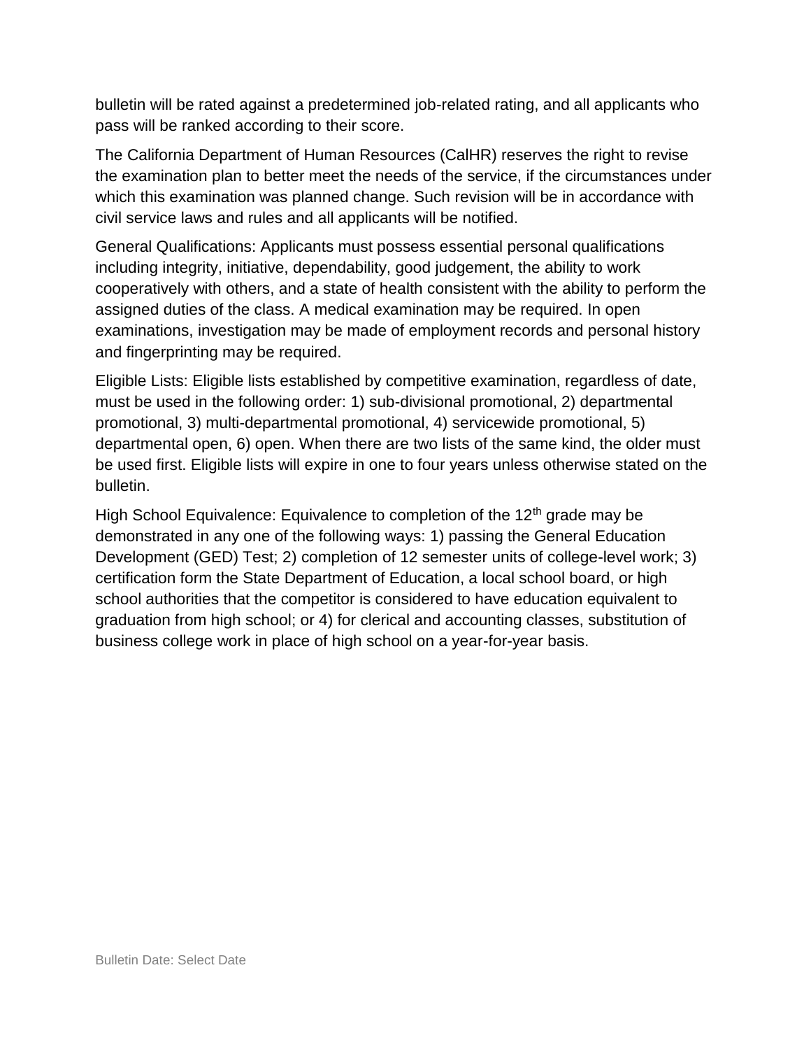bulletin will be rated against a predetermined job-related rating, and all applicants who pass will be ranked according to their score.

The California Department of Human Resources (CalHR) reserves the right to revise the examination plan to better meet the needs of the service, if the circumstances under which this examination was planned change. Such revision will be in accordance with civil service laws and rules and all applicants will be notified.

General Qualifications: Applicants must possess essential personal qualifications including integrity, initiative, dependability, good judgement, the ability to work cooperatively with others, and a state of health consistent with the ability to perform the assigned duties of the class. A medical examination may be required. In open examinations, investigation may be made of employment records and personal history and fingerprinting may be required.

Eligible Lists: Eligible lists established by competitive examination, regardless of date, must be used in the following order: 1) sub-divisional promotional, 2) departmental promotional, 3) multi-departmental promotional, 4) servicewide promotional, 5) departmental open, 6) open. When there are two lists of the same kind, the older must be used first. Eligible lists will expire in one to four years unless otherwise stated on the bulletin.

High School Equivalence: Equivalence to completion of the 12th grade may be demonstrated in any one of the following ways: 1) passing the General Education Development (GED) Test; 2) completion of 12 semester units of college-level work; 3) certification form the State Department of Education, a local school board, or high school authorities that the competitor is considered to have education equivalent to graduation from high school; or 4) for clerical and accounting classes, substitution of business college work in place of high school on a year-for-year basis.